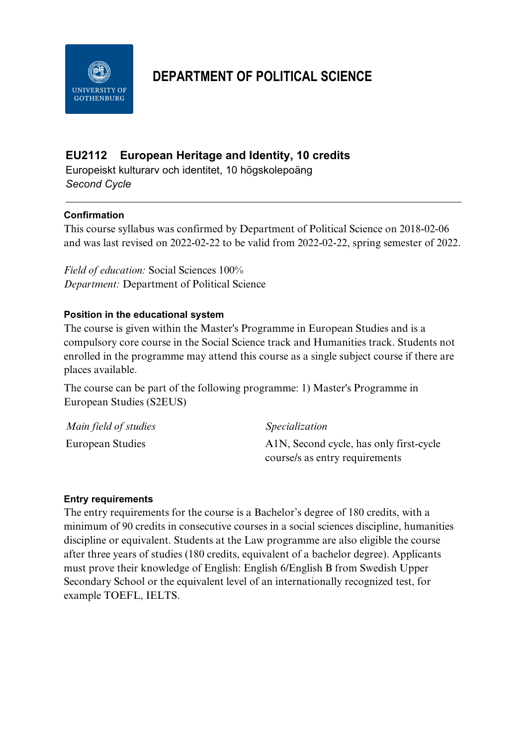# DEPARTMENT OF POLITICAL SCIENCE

## EU2112 European Heritage and Identity, 10 credits

Europeiskt kulturarv och identitet, 10 högskolepoäng

*Second Cycle*

---

### Confirmation

This course syllabus was confirmed by Department of Political Science on 2018-02-06 and was last revised on 2022-02-22 to be valid from 2022-02-22, spring semester of 2022.

*Field of education:* Social Sciences 100%
*Department:* Department of Political Science

### Position in the educational system

The course is given within the Master's Programme in European Studies and is a compulsory core course in the Social Science track and Humanities track. Students not enrolled in the programme may attend this course as a single subject course if there are places available.

The course can be part of the following programme: 1) Master's Programme in European Studies (S2EUS)

| *Main field of studies* | *Specialization* |
|---|---|
| European Studies | A1N, Second cycle, has only first-cycle course/s as entry requirements |

### Entry requirements

The entry requirements for the course is a Bachelor's degree of 180 credits, with a minimum of 90 credits in consecutive courses in a social sciences discipline, humanities discipline or equivalent. Students at the Law programme are also eligible the course after three years of studies (180 credits, equivalent of a bachelor degree). Applicants must prove their knowledge of English: English 6/English B from Swedish Upper Secondary School or the equivalent level of an internationally recognized test, for example TOEFL, IELTS.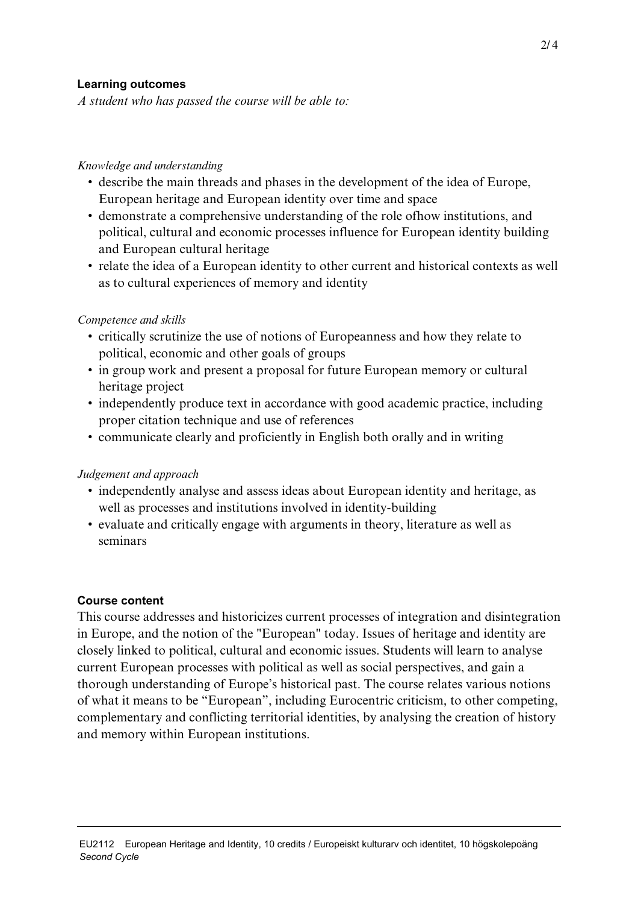## Learning outcomes

*A student who has passed the course will be able to:*

*Knowledge and understanding*

- describe the main threads and phases in the development of the idea of Europe, European heritage and European identity over time and space
- demonstrate a comprehensive understanding of the role ofhow institutions, and political, cultural and economic processes influence for European identity building and European cultural heritage
- relate the idea of a European identity to other current and historical contexts as well as to cultural experiences of memory and identity

*Competence and skills*

- critically scrutinize the use of notions of Europeanness and how they relate to political, economic and other goals of groups
- in group work and present a proposal for future European memory or cultural heritage project
- independently produce text in accordance with good academic practice, including proper citation technique and use of references
- communicate clearly and proficiently in English both orally and in writing

*Judgement and approach*

- independently analyse and assess ideas about European identity and heritage, as well as processes and institutions involved in identity-building
- evaluate and critically engage with arguments in theory, literature as well as seminars

## Course content

This course addresses and historicizes current processes of integration and disintegration in Europe, and the notion of the "European" today. Issues of heritage and identity are closely linked to political, cultural and economic issues. Students will learn to analyse current European processes with political as well as social perspectives, and gain a thorough understanding of Europe's historical past. The course relates various notions of what it means to be "European", including Eurocentric criticism, to other competing, complementary and conflicting territorial identities, by analysing the creation of history and memory within European institutions.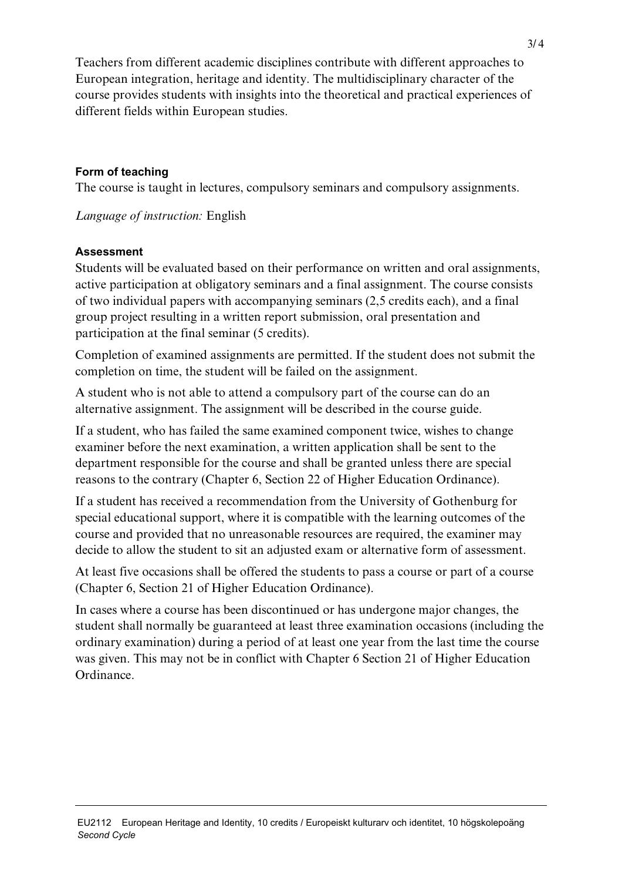Teachers from different academic disciplines contribute with different approaches to European integration, heritage and identity. The multidisciplinary character of the course provides students with insights into the theoretical and practical experiences of different fields within European studies.

### Form of teaching

The course is taught in lectures, compulsory seminars and compulsory assignments.

*Language of instruction:* English

### Assessment

Students will be evaluated based on their performance on written and oral assignments, active participation at obligatory seminars and a final assignment. The course consists of two individual papers with accompanying seminars (2,5 credits each), and a final group project resulting in a written report submission, oral presentation and participation at the final seminar (5 credits).

Completion of examined assignments are permitted. If the student does not submit the completion on time, the student will be failed on the assignment.

A student who is not able to attend a compulsory part of the course can do an alternative assignment. The assignment will be described in the course guide.

If a student, who has failed the same examined component twice, wishes to change examiner before the next examination, a written application shall be sent to the department responsible for the course and shall be granted unless there are special reasons to the contrary (Chapter 6, Section 22 of Higher Education Ordinance).

If a student has received a recommendation from the University of Gothenburg for special educational support, where it is compatible with the learning outcomes of the course and provided that no unreasonable resources are required, the examiner may decide to allow the student to sit an adjusted exam or alternative form of assessment.

At least five occasions shall be offered the students to pass a course or part of a course (Chapter 6, Section 21 of Higher Education Ordinance).

In cases where a course has been discontinued or has undergone major changes, the student shall normally be guaranteed at least three examination occasions (including the ordinary examination) during a period of at least one year from the last time the course was given. This may not be in conflict with Chapter 6 Section 21 of Higher Education Ordinance.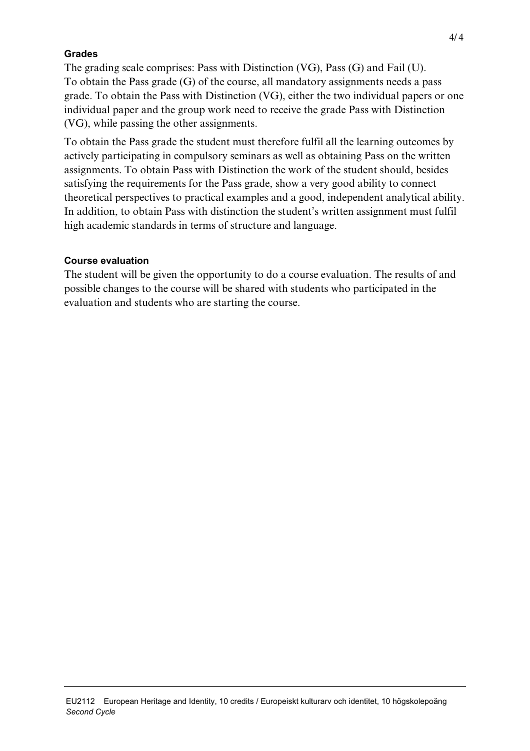### Grades

The grading scale comprises: Pass with Distinction (VG), Pass (G) and Fail (U). To obtain the Pass grade (G) of the course, all mandatory assignments needs a pass grade. To obtain the Pass with Distinction (VG), either the two individual papers or one individual paper and the group work need to receive the grade Pass with Distinction (VG), while passing the other assignments.

To obtain the Pass grade the student must therefore fulfil all the learning outcomes by actively participating in compulsory seminars as well as obtaining Pass on the written assignments. To obtain Pass with Distinction the work of the student should, besides satisfying the requirements for the Pass grade, show a very good ability to connect theoretical perspectives to practical examples and a good, independent analytical ability. In addition, to obtain Pass with distinction the student's written assignment must fulfil high academic standards in terms of structure and language.

### Course evaluation

The student will be given the opportunity to do a course evaluation. The results of and possible changes to the course will be shared with students who participated in the evaluation and students who are starting the course.